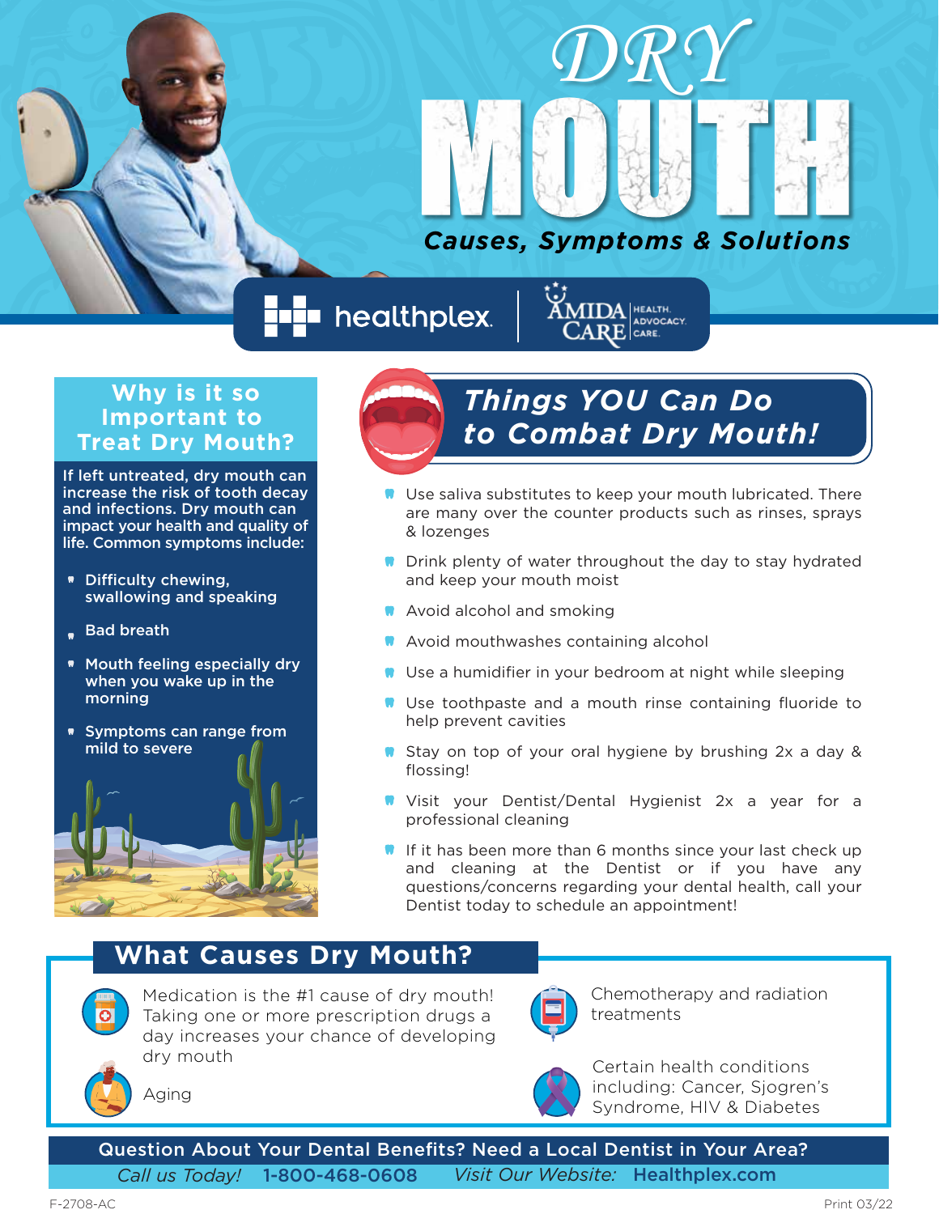# DRY MOUTH

***Causes, Symptoms & Solutions***

healthplex | AMIDA CARE HEALTH. ADVOCACY. CARE.

## Why is it so Important to Treat Dry Mouth?

**If left untreated, dry mouth can increase the risk of tooth decay and infections. Dry mouth can impact your health and quality of life. Common symptoms include:**

- **Difficulty chewing, swallowing and speaking**
- **Bad breath**
- **Mouth feeling especially dry when you wake up in the morning**
- **Symptoms can range from mild to severe**

## *Things YOU Can Do to Combat Dry Mouth!*

- Use saliva substitutes to keep your mouth lubricated. There are many over the counter products such as rinses, sprays & lozenges
- Drink plenty of water throughout the day to stay hydrated and keep your mouth moist
- Avoid alcohol and smoking
- Avoid mouthwashes containing alcohol
- Use a humidifier in your bedroom at night while sleeping
- Use toothpaste and a mouth rinse containing fluoride to help prevent cavities
- Stay on top of your oral hygiene by brushing 2x a day & flossing!
- Visit your Dentist/Dental Hygienist 2x a year for a professional cleaning
- If it has been more than 6 months since your last check up and cleaning at the Dentist or if you have any questions/concerns regarding your dental health, call your Dentist today to schedule an appointment!

## What Causes Dry Mouth?

- Medication is the #1 cause of dry mouth! Taking one or more prescription drugs a day increases your chance of developing dry mouth
- Aging
- Chemotherapy and radiation treatments
- Certain health conditions including: Cancer, Sjogren's Syndrome, HIV & Diabetes

**Question About Your Dental Benefits? Need a Local Dentist in Your Area?**

*Call us Today!* **1-800-468-0608** *Visit Our Website:* **Healthplex.com**

F-2708-AC

Print 03/22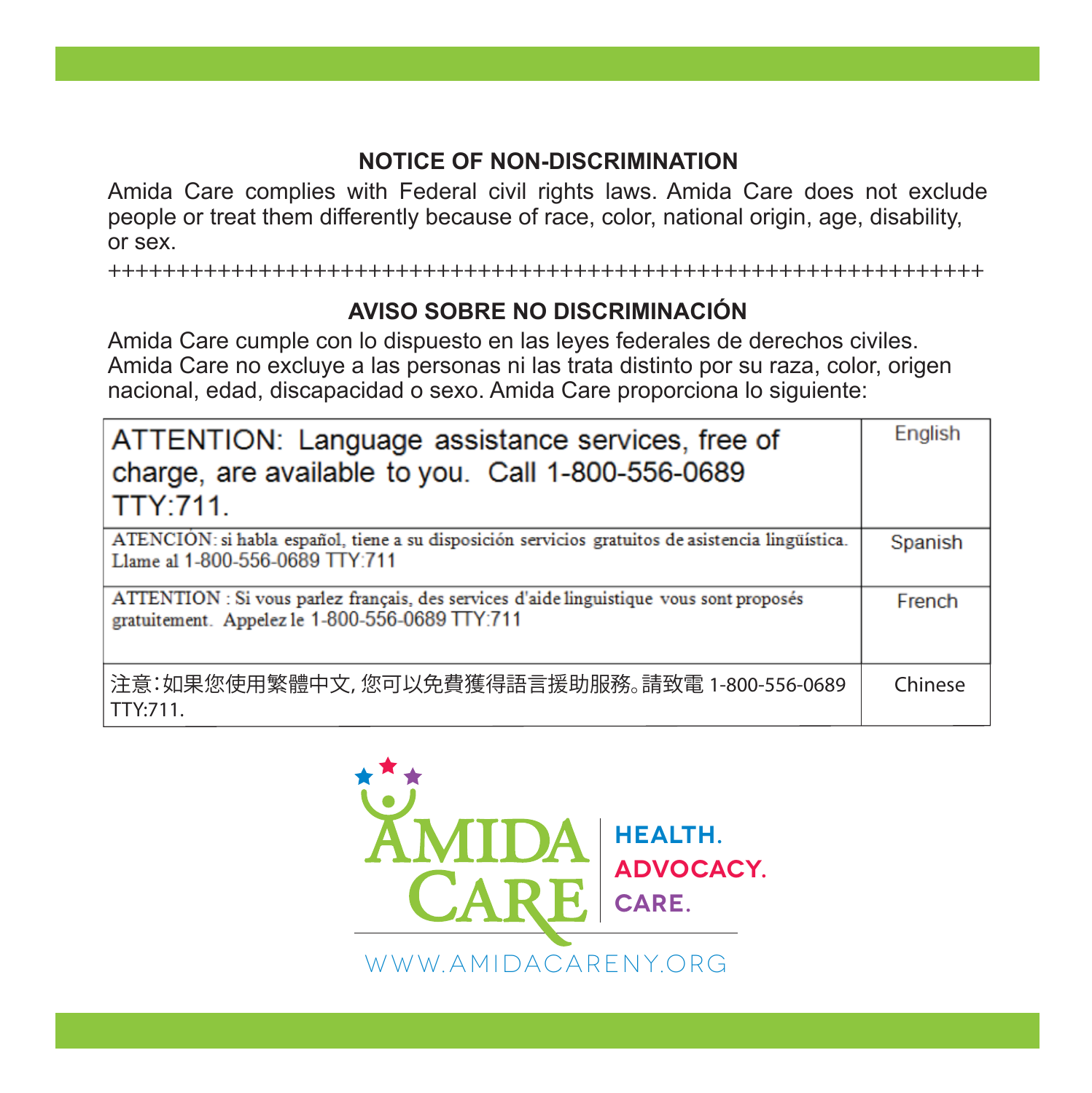## NOTICE OF NON-DISCRIMINATION

Amida Care complies with Federal civil rights laws. Amida Care does not exclude people or treat them differently because of race, color, national origin, age, disability, or sex.

++++++++++++++++++++++++++++++++++++++++++++++++++++++++++++++++++++++

## AVISO SOBRE NO DISCRIMINACIÓN

Amida Care cumple con lo dispuesto en las leyes federales de derechos civiles. Amida Care no excluye a las personas ni las trata distinto por su raza, color, origen nacional, edad, discapacidad o sexo. Amida Care proporciona lo siguiente:

| | |
|---|---|
| ATTENTION: Language assistance services, free of charge, are available to you. Call 1-800-556-0689 TTY:711. | English |
| ATENCIÓN: si habla español, tiene a su disposición servicios gratuitos de asistencia lingüística. Llame al 1-800-556-0689 TTY:711 | Spanish |
| ATTENTION : Si vous parlez français, des services d'aide linguistique vous sont proposés gratuitement. Appelez le 1-800-556-0689 TTY:711 | French |
| 注意：如果您使用繁體中文, 您可以免費獲得語言援助服務。請致電 1-800-556-0689 TTY:711. | Chinese |

AMIDA CARE

HEALTH. ADVOCACY. CARE.

WWW.AMIDACARENY.ORG